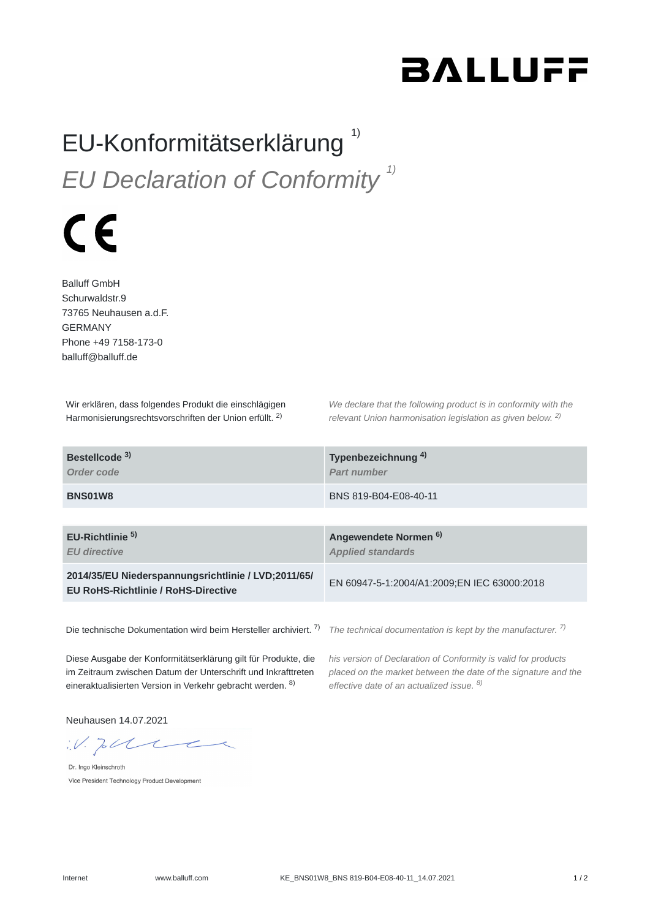BALLUFF

# EU-Konformitätserklärung [1)]

# *EU Declaration of Conformity [1)]*

CE

Balluff GmbH
Schurwaldstr.9
73765 Neuhausen a.d.F.
GERMANY
Phone +49 7158-173-0
balluff@balluff.de

Wir erklären, dass folgendes Produkt die einschlägigen Harmonisierungsrechtsvorschriften der Union erfüllt. [2)]

*We declare that the following product is in conformity with the relevant Union harmonisation legislation as given below. [2)]*

| **Bestellcode [3)]** *Order code* | **Typenbezeichnung [4)]** *Part number* |
|---|---|
| **BNS01W8** | BNS 819-B04-E08-40-11 |

| **EU-Richtlinie [5)]** *EU directive* | **Angewendete Normen [6)]** *Applied standards* |
|---|---|
| **2014/35/EU Niederspannungsrichtlinie / LVD;2011/65/ EU RoHS-Richtlinie / RoHS-Directive** | EN 60947-5-1:2004/A1:2009;EN IEC 63000:2018 |

Die technische Dokumentation wird beim Hersteller archiviert. [7)]

*The technical documentation is kept by the manufacturer. [7)]*

Diese Ausgabe der Konformitätserklärung gilt für Produkte, die im Zeitraum zwischen Datum der Unterschrift und Inkrafttreten eineraktualisierten Version in Verkehr gebracht werden. [8)]

*his version of Declaration of Conformity is valid for products placed on the market between the date of the signature and the effective date of an actualized issue. [8)]*

Neuhausen 14.07.2021

i.V.

Dr. Ingo Kleinschroth
Vice President Technology Product Development

Internet www.balluff.com KE_BNS01W8_BNS 819-B04-E08-40-11_14.07.2021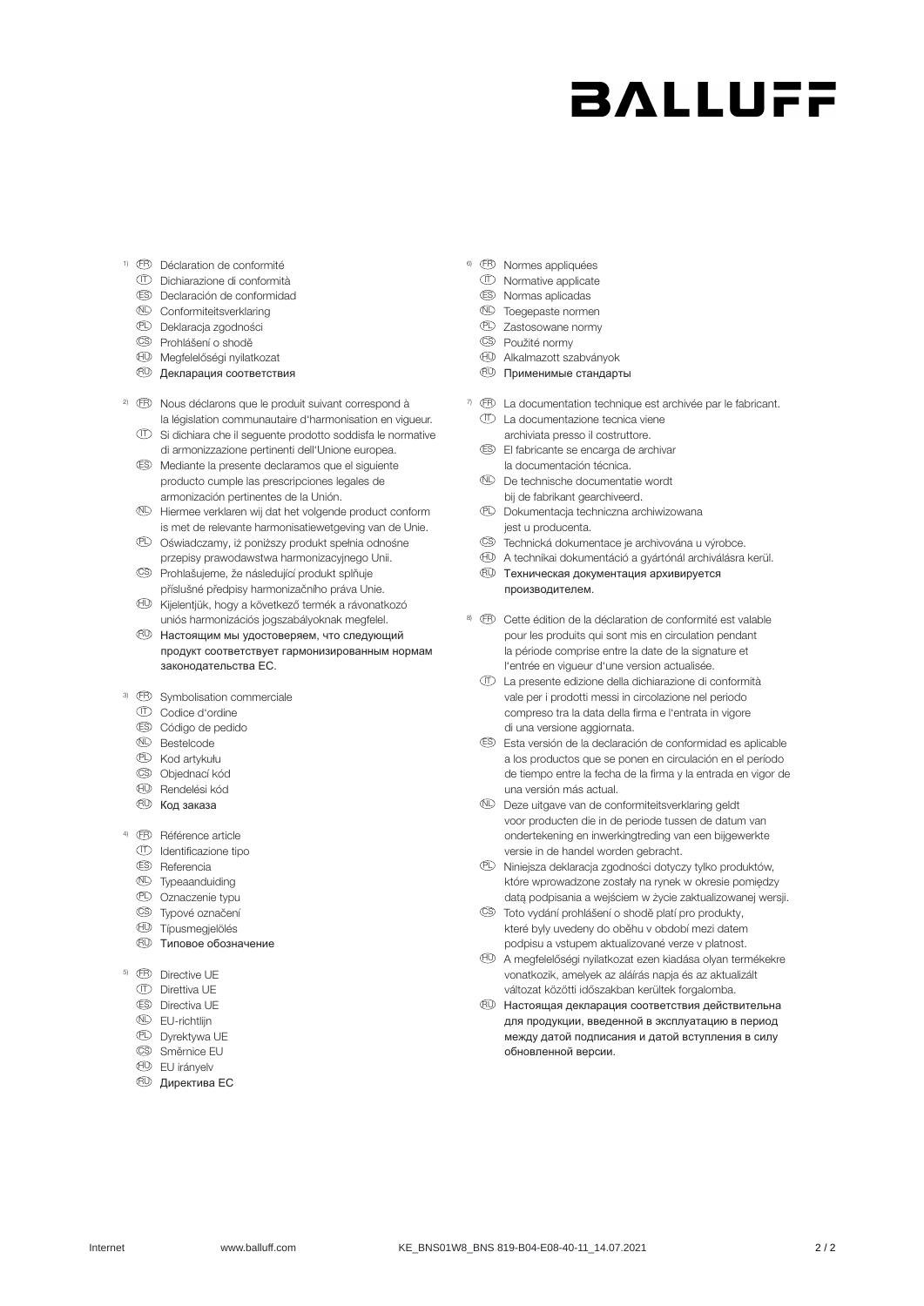BALLUFF

1) (FR) Déclaration de conformité
(IT) Dichiarazione di conformità
(ES) Declaración de conformidad
(NL) Conformiteitsverklaring
(PL) Deklaracja zgodności
(CS) Prohlášení o shodě
(HU) Megfelelőségi nyilatkozat
(RU) Декларация соответствия

2) (FR) Nous déclarons que le produit suivant correspond à la législation communautaire d'harmonisation en vigueur.
(IT) Si dichiara che il seguente prodotto soddisfa le normative di armonizzazione pertinenti dell'Unione europea.
(ES) Mediante la presente declaramos que el siguiente producto cumple las prescripciones legales de armonización pertinentes de la Unión.
(NL) Hiermee verklaren wij dat het volgende product conform is met de relevante harmonisatiewetgeving van de Unie.
(PL) Oświadczamy, iż poniższy produkt spełnia odnośne przepisy prawodawstwa harmonizacyjnego Unii.
(CS) Prohlašujeme, že následující produkt splňuje příslušné předpisy harmonizačního práva Unie.
(HU) Kijelentjük, hogy a következő termék a rávonatkozó uniós harmonizációs jogszabályoknak megfelel.
(RU) Настоящим мы удостоверяем, что следующий продукт соответствует гармонизированным нормам законодательства ЕС.

3) (FR) Symbolisation commerciale
(IT) Codice d'ordine
(ES) Código de pedido
(NL) Bestelcode
(PL) Kod artykułu
(CS) Objednací kód
(HU) Rendelési kód
(RU) Код заказа

4) (FR) Référence article
(IT) Identificazione tipo
(ES) Referencia
(NL) Typeaanduiding
(PL) Oznaczenie typu
(CS) Typové označení
(HU) Típusmegjelölés
(RU) Типовое обозначение

5) (FR) Directive UE
(IT) Direttiva UE
(ES) Directiva UE
(NL) EU-richtlijn
(PL) Dyrektywa UE
(CS) Směrnice EU
(HU) EU irányelv
(RU) Директива ЕС

6) (FR) Normes appliquées
(IT) Normative applicate
(ES) Normas aplicadas
(NL) Toegepaste normen
(PL) Zastosowane normy
(CS) Použité normy
(HU) Alkalmazott szabványok
(RU) Применимые стандарты

7) (FR) La documentation technique est archivée par le fabricant.
(IT) La documentazione tecnica viene archiviata presso il costruttore.
(ES) El fabricante se encarga de archivar la documentación técnica.
(NL) De technische documentatie wordt bij de fabrikant gearchiveerd.
(PL) Dokumentacja techniczna archiwizowana jest u producenta.
(CS) Technická dokumentace je archivována u výrobce.
(HU) A technikai dokumentáció a gyártónál archiválásra kerül.
(RU) Техническая документация архивируется производителем.

8) (FR) Cette édition de la déclaration de conformité est valable pour les produits qui sont mis en circulation pendant la période comprise entre la date de la signature et l'entrée en vigueur d'une version actualisée.
(IT) La presente edizione della dichiarazione di conformità vale per i prodotti messi in circolazione nel periodo compreso tra la data della firma e l'entrata in vigore di una versione aggiornata.
(ES) Esta versión de la declaración de conformidad es aplicable a los productos que se ponen en circulación en el período de tiempo entre la fecha de la firma y la entrada en vigor de una versión más actual.
(NL) Deze uitgave van de conformiteitsverklaring geldt voor producten die in de periode tussen de datum van ondertekening en inwerkingtreding van een bijgewerkte versie in de handel worden gebracht.
(PL) Niniejsza deklaracja zgodności dotyczy tylko produktów, które wprowadzone zostały na rynek w okresie pomiędzy datą podpisania a wejściem w życie zaktualizowanej wersji.
(CS) Toto vydání prohlášení o shodě platí pro produkty, které byly uvedeny do oběhu v období mezi datem podpisu a vstupem aktualizované verze v platnost.
(HU) A megfelelőségi nyilatkozat ezen kiadása olyan termékekre vonatkozik, amelyek az aláírás napja és az aktualizált változat közötti időszakban kerültek forgalomba.
(RU) Настоящая декларация соответствия действительна для продукции, введенной в эксплуатацию в период между датой подписания и датой вступления в силу обновленной версии.

Internet www.balluff.com KE_BNS01W8_BNS 819-B04-E08-40-11_14.07.2021